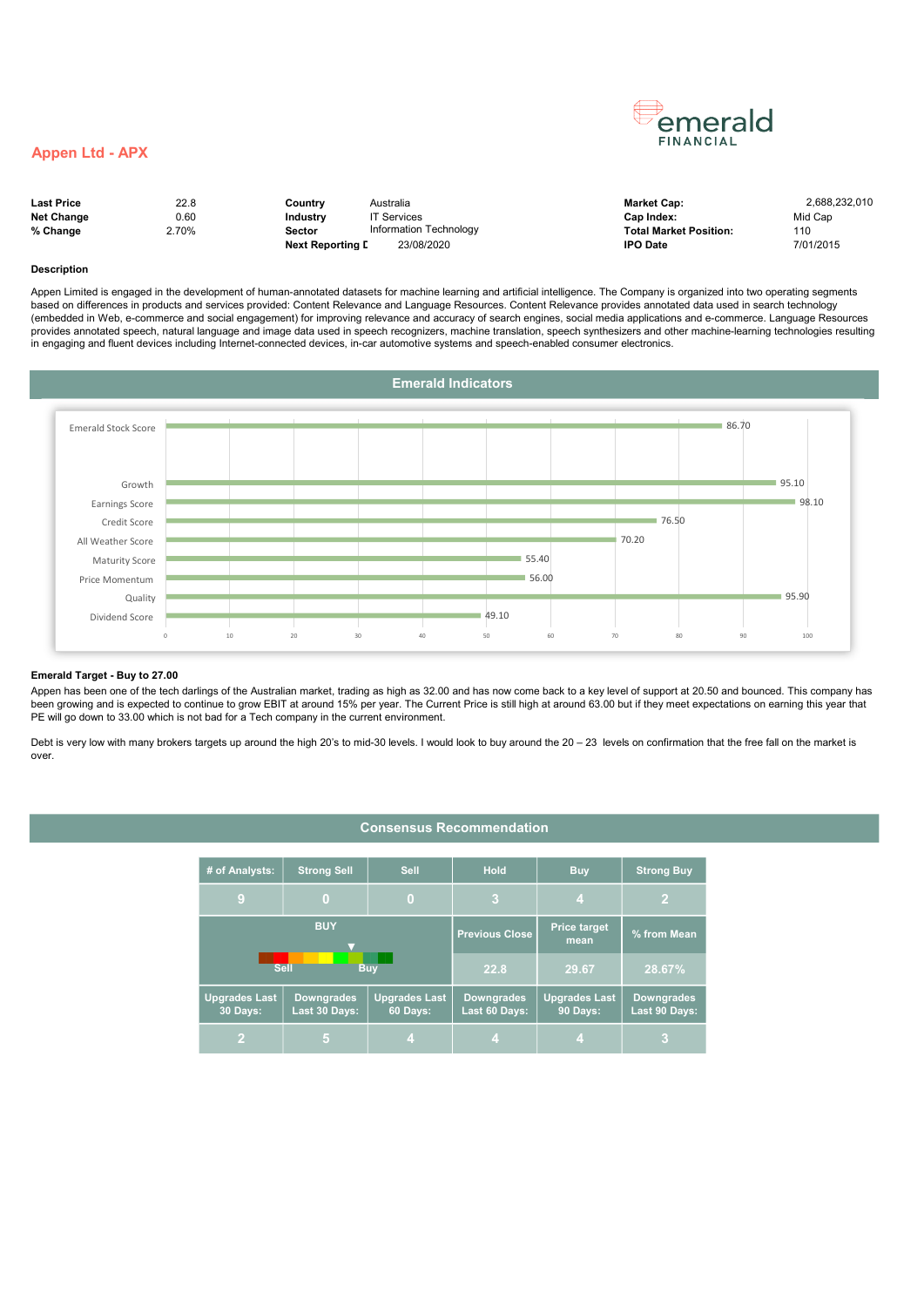emerald FINANCIAL

# Appen Ltd - APX

| | | | | | |
|---|---|---|---|---|---|
| **Last Price** | 22.8 | **Country** | Australia | **Market Cap:** | 2,688,232,010 |
| **Net Change** | 0.60 | **Industry** | IT Services | **Cap Index:** | Mid Cap |
| **% Change** | 2.70% | **Sector** | Information Technology | **Total Market Position:** | 110 |
| | | **Next Reporting D** | 23/08/2020 | **IPO Date** | 7/01/2015 |

**Description**

Appen Limited is engaged in the development of human-annotated datasets for machine learning and artificial intelligence. The Company is organized into two operating segments based on differences in products and services provided: Content Relevance and Language Resources. Content Relevance provides annotated data used in search technology (embedded in Web, e-commerce and social engagement) for improving relevance and accuracy of search engines, social media applications and e-commerce. Language Resources provides annotated speech, natural language and image data used in speech recognizers, machine translation, speech synthesizers and other machine-learning technologies resulting in engaging and fluent devices including Internet-connected devices, in-car automotive systems and speech-enabled consumer electronics.

## Emerald Indicators

| Indicator | Score |
|---|---|
| Emerald Stock Score | 86.70 |
| Growth | 95.10 |
| Earnings Score | 98.10 |
| Credit Score | 76.50 |
| All Weather Score | 70.20 |
| Maturity Score | 55.40 |
| Price Momentum | 56.00 |
| Quality | 95.90 |
| Dividend Score | 49.10 |

**Emerald Target - Buy to 27.00**

Appen has been one of the tech darlings of the Australian market, trading as high as 32.00 and has now come back to a key level of support at 20.50 and bounced. This company has been growing and is expected to continue to grow EBIT at around 15% per year. The Current Price is still high at around 63.00 but if they meet expectations on earning this year that PE will go down to 33.00 which is not bad for a Tech company in the current environment.

Debt is very low with many brokers targets up around the high 20's to mid-30 levels. I would look to buy around the 20 – 23 levels on confirmation that the free fall on the market is over.

## Consensus Recommendation

| # of Analysts: | Strong Sell | Sell | Hold | Buy | Strong Buy |
|---|---|---|---|---|---|
| 9 | 0 | 0 | 3 | 4 | 2 |
| BUY (Sell – Buy scale) | | | Previous Close | Price target mean | % from Mean |
| | | | 22.8 | 29.67 | 28.67% |
| Upgrades Last 30 Days: | Downgrades Last 30 Days: | Upgrades Last 60 Days: | Downgrades Last 60 Days: | Upgrades Last 90 Days: | Downgrades Last 90 Days: |
| 2 | 5 | 4 | 4 | 4 | 3 |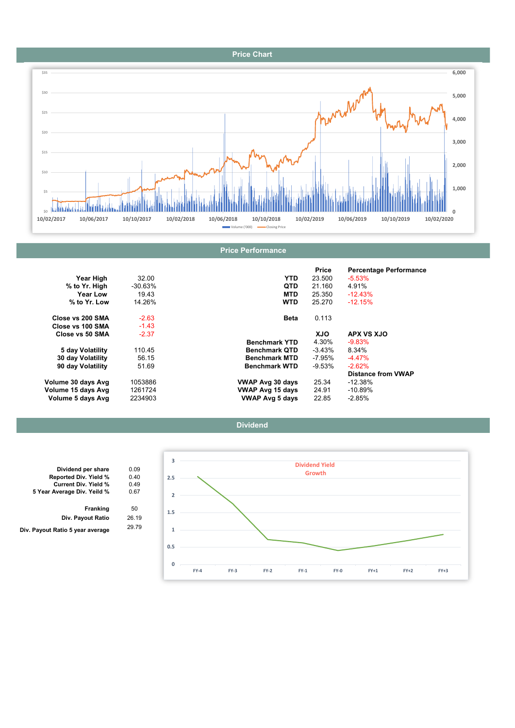## Price Chart

## Price Performance

| | |
|---|---|
| **Year High** | 32.00 |
| **% to Yr. High** | -30.63% |
| **Year Low** | 19.43 |
| **% to Yr. Low** | 14.26% |
| | |
| **Close vs 200 SMA** | -2.63 |
| **Close vs 100 SMA** | -1.43 |
| **Close vs 50 SMA** | -2.37 |
| | |
| **5 day Volatility** | 110.45 |
| **30 day Volatility** | 56.15 |
| **90 day Volatility** | 51.69 |
| | |
| **Volume 30 days Avg** | 1053886 |
| **Volume 15 days Avg** | 1261724 |
| **Volume 5 days Avg** | 2234903 |

| | **Price** | **Percentage Performance** |
|---|---|---|
| **YTD** | 23.500 | -5.53% |
| **QTD** | 21.160 | 4.91% |
| **MTD** | 25.350 | -12.43% |
| **WTD** | 25.270 | -12.15% |
| | | |
| **Beta** | 0.113 | |
| | | |
| | **XJO** | **APX VS XJO** |
| **Benchmark YTD** | 4.30% | -9.83% |
| **Benchmark QTD** | -3.43% | 8.34% |
| **Benchmark MTD** | -7.95% | -4.47% |
| **Benchmark WTD** | -9.53% | -2.62% |
| | | **Distance from VWAP** |
| **VWAP Avg 30 days** | 25.34 | -12.38% |
| **VWAP Avg 15 days** | 24.91 | -10.89% |
| **VWAP Avg 5 days** | 22.85 | -2.85% |

## Dividend

| | |
|---|---|
| **Dividend per share** | 0.09 |
| **Reported Div. Yield %** | 0.40 |
| **Current Div. Yield %** | 0.49 |
| **5 Year Average Div. Yeild %** | 0.67 |
| | |
| **Franking** | 50 |
| **Div. Payout Ratio** | 26.19 |
| **Div. Payout Ratio 5 year average** | 29.79 |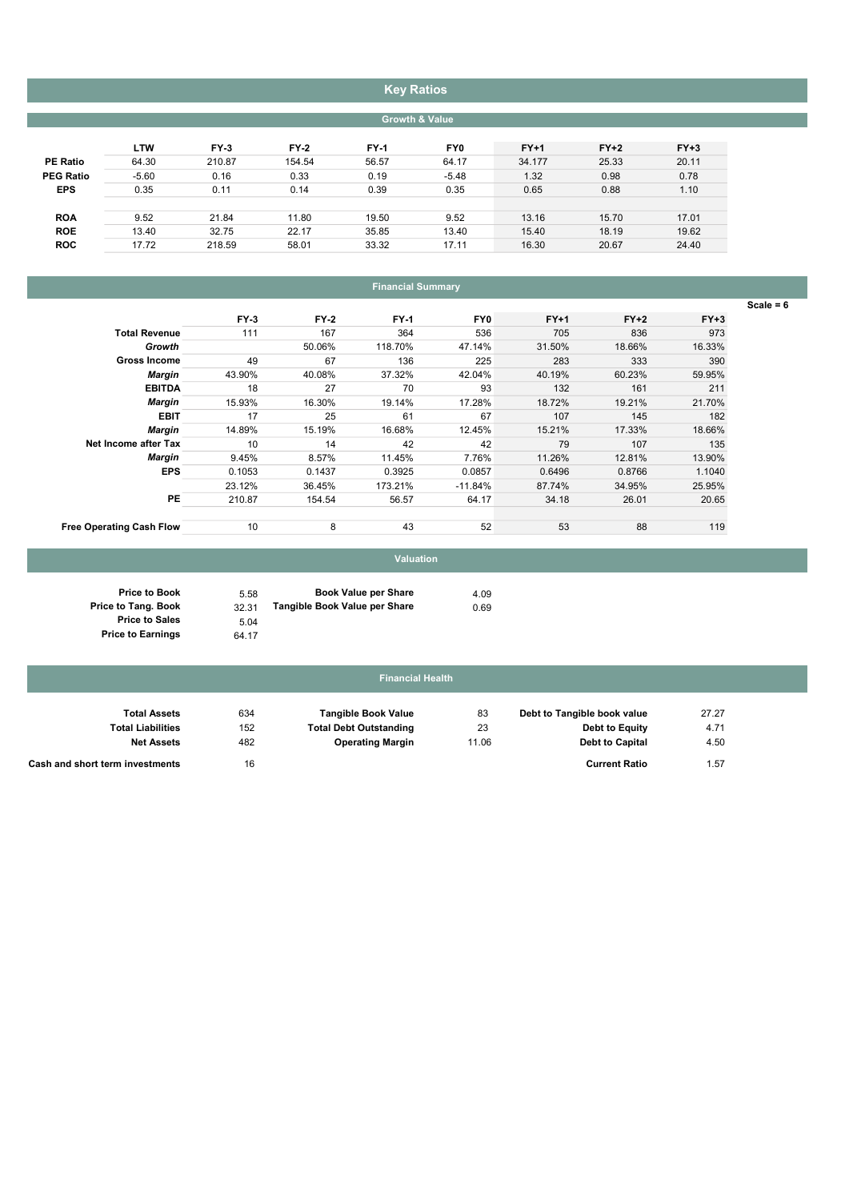# Key Ratios

## Growth & Value

| | LTW | FY-3 | FY-2 | FY-1 | FY0 | FY+1 | FY+2 | FY+3 |
|---|---|---|---|---|---|---|---|---|
| **PE Ratio** | 64.30 | 210.87 | 154.54 | 56.57 | 64.17 | 34.177 | 25.33 | 20.11 |
| **PEG Ratio** | -5.60 | 0.16 | 0.33 | 0.19 | -5.48 | 1.32 | 0.98 | 0.78 |
| **EPS** | 0.35 | 0.11 | 0.14 | 0.39 | 0.35 | 0.65 | 0.88 | 1.10 |
| | | | | | | | | |
| **ROA** | 9.52 | 21.84 | 11.80 | 19.50 | 9.52 | 13.16 | 15.70 | 17.01 |
| **ROE** | 13.40 | 32.75 | 22.17 | 35.85 | 13.40 | 15.40 | 18.19 | 19.62 |
| **ROC** | 17.72 | 218.59 | 58.01 | 33.32 | 17.11 | 16.30 | 20.67 | 24.40 |

## Financial Summary

Scale = 6

| | FY-3 | FY-2 | FY-1 | FY0 | FY+1 | FY+2 | FY+3 |
|---|---|---|---|---|---|---|---|
| **Total Revenue** | 111 | 167 | 364 | 536 | 705 | 836 | 973 |
| ***Growth*** | | 50.06% | 118.70% | 47.14% | 31.50% | 18.66% | 16.33% |
| **Gross Income** | 49 | 67 | 136 | 225 | 283 | 333 | 390 |
| ***Margin*** | 43.90% | 40.08% | 37.32% | 42.04% | 40.19% | 60.23% | 59.95% |
| **EBITDA** | 18 | 27 | 70 | 93 | 132 | 161 | 211 |
| ***Margin*** | 15.93% | 16.30% | 19.14% | 17.28% | 18.72% | 19.21% | 21.70% |
| **EBIT** | 17 | 25 | 61 | 67 | 107 | 145 | 182 |
| ***Margin*** | 14.89% | 15.19% | 16.68% | 12.45% | 15.21% | 17.33% | 18.66% |
| **Net Income after Tax** | 10 | 14 | 42 | 42 | 79 | 107 | 135 |
| ***Margin*** | 9.45% | 8.57% | 11.45% | 7.76% | 11.26% | 12.81% | 13.90% |
| **EPS** | 0.1053 | 0.1437 | 0.3925 | 0.0857 | 0.6496 | 0.8766 | 1.1040 |
| | 23.12% | 36.45% | 173.21% | -11.84% | 87.74% | 34.95% | 25.95% |
| **PE** | 210.87 | 154.54 | 56.57 | 64.17 | 34.18 | 26.01 | 20.65 |
| | | | | | | | |
| **Free Operating Cash Flow** | 10 | 8 | 43 | 52 | 53 | 88 | 119 |

## Valuation

| | | | |
|---|---|---|---|
| **Price to Book** | 5.58 | **Book Value per Share** | 4.09 |
| **Price to Tang. Book** | 32.31 | **Tangible Book Value per Share** | 0.69 |
| **Price to Sales** | 5.04 | | |
| **Price to Earnings** | 64.17 | | |

## Financial Health

| | | | | | |
|---|---|---|---|---|---|
| **Total Assets** | 634 | **Tangible Book Value** | 83 | **Debt to Tangible book value** | 27.27 |
| **Total Liabilities** | 152 | **Total Debt Outstanding** | 23 | **Debt to Equity** | 4.71 |
| **Net Assets** | 482 | **Operating Margin** | 11.06 | **Debt to Capital** | 4.50 |
| **Cash and short term investments** | 16 | | | **Current Ratio** | 1.57 |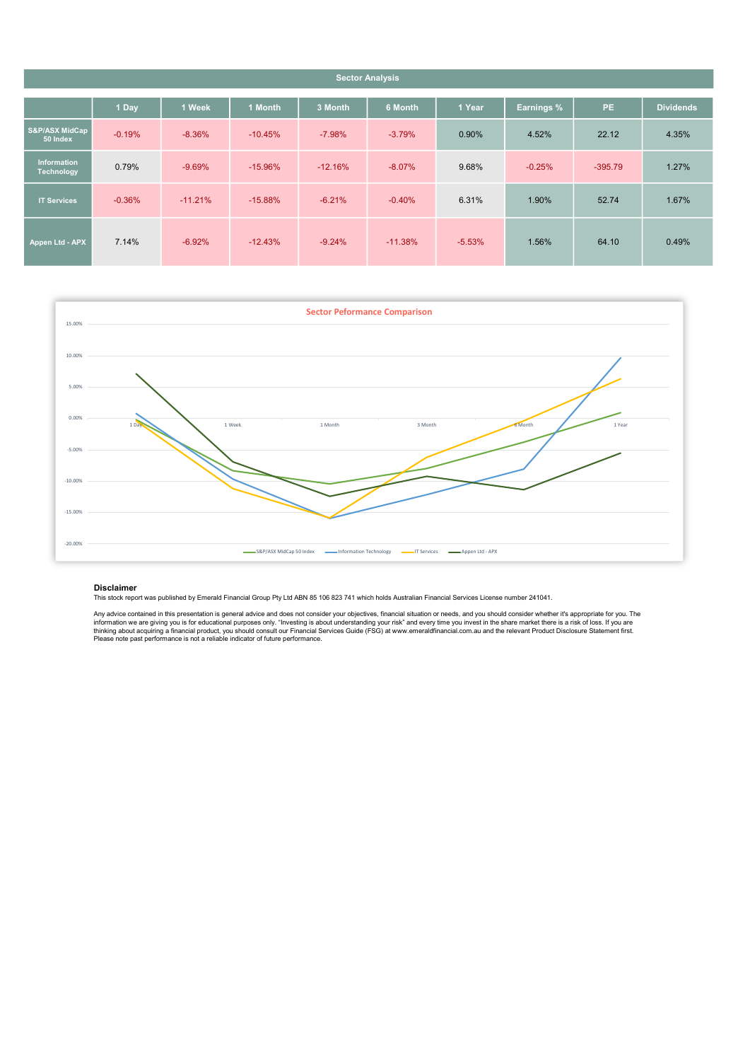## Sector Analysis

| | 1 Day | 1 Week | 1 Month | 3 Month | 6 Month | 1 Year | Earnings % | PE | Dividends |
|---|---|---|---|---|---|---|---|---|---|
| S&P/ASX MidCap 50 Index | -0.19% | -8.36% | -10.45% | -7.98% | -3.79% | 0.90% | 4.52% | 22.12 | 4.35% |
| Information Technology | 0.79% | -9.69% | -15.96% | -12.16% | -8.07% | 9.68% | -0.25% | -395.79 | 1.27% |
| IT Services | -0.36% | -11.21% | -15.88% | -6.21% | -0.40% | 6.31% | 1.90% | 52.74 | 1.67% |
| Appen Ltd - APX | 7.14% | -6.92% | -12.43% | -9.24% | -11.38% | -5.53% | 1.56% | 64.10 | 0.49% |

Sector Peformance Comparison

15.00%
10.00%
5.00%
0.00%
-5.00%
-10.00%
-15.00%
-20.00%

1 Day
1 Week
1 Month
3 Month
6 Month
1 Year

S&P/ASX MidCap 50 Index
Information Technology
IT Services
Appen Ltd - APX

**Disclaimer**

This stock report was published by Emerald Financial Group Pty Ltd ABN 85 106 823 741 which holds Australian Financial Services License number 241041.

Any advice contained in this presentation is general advice and does not consider your objectives, financial situation or needs, and you should consider whether it's appropriate for you. The information we are giving you is for educational purposes only. "Investing is about understanding your risk" and every time you invest in the share market there is a risk of loss. If you are thinking about acquiring a financial product, you should consult our Financial Services Guide (FSG) at www.emeraldfinancial.com.au and the relevant Product Disclosure Statement first. Please note past performance is not a reliable indicator of future performance.